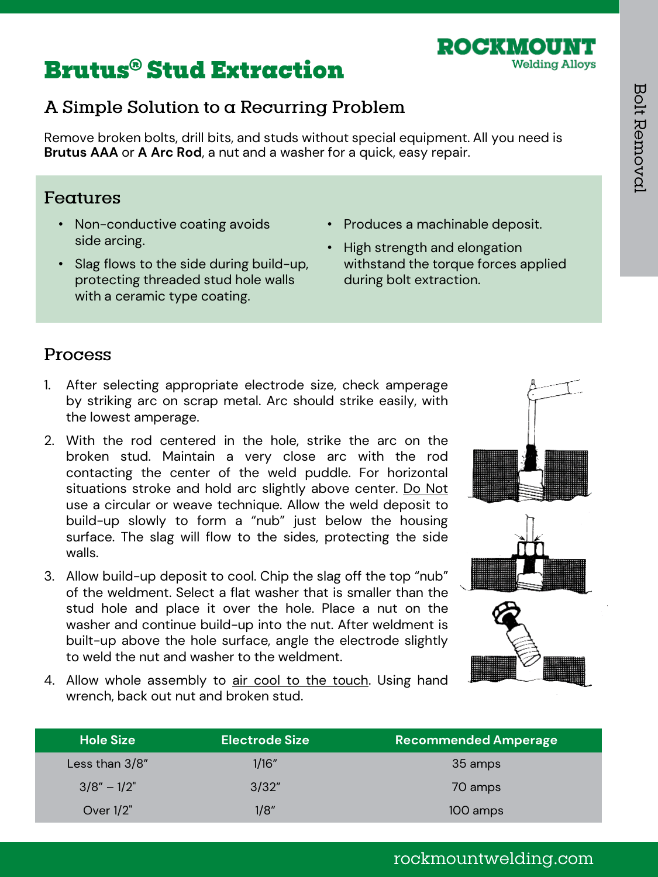# Brutus® Stud Extraction

## A Simple Solution to a Recurring Problem

Remove broken bolts, drill bits, and studs without special equipment. All you need is **Brutus AAA** or **A Arc Rod**, a nut and a washer for a quick, easy repair.

### Features

- Non-conductive coating avoids side arcing.
- Slag flows to the side during build-up, protecting threaded stud hole walls with a ceramic type coating.
- Produces a machinable deposit.
- High strength and elongation withstand the torque forces applied during bolt extraction.

### Process

1. After selecting appropriate electrode size, check amperage by striking arc on scrap metal. Arc should strike easily, with the lowest amperage.
2. With the rod centered in the hole, strike the arc on the broken stud. Maintain a very close arc with the rod contacting the center of the weld puddle. For horizontal situations stroke and hold arc slightly above center. <u>Do Not</u> use a circular or weave technique. Allow the weld deposit to build-up slowly to form a "nub" just below the housing surface. The slag will flow to the sides, protecting the side walls.
3. Allow build-up deposit to cool. Chip the slag off the top "nub" of the weldment. Select a flat washer that is smaller than the stud hole and place it over the hole. Place a nut on the washer and continue build-up into the nut. After weldment is built-up above the hole surface, angle the electrode slightly to weld the nut and washer to the weldment.
4. Allow whole assembly to <u>air cool to the touch</u>. Using hand wrench, back out nut and broken stud.

| Hole Size | Electrode Size | Recommended Amperage |
|---|---|---|
| Less than 3/8" | 1/16" | 35 amps |
| 3/8" – 1/2" | 3/32" | 70 amps |
| Over 1/2" | 1/8" | 100 amps |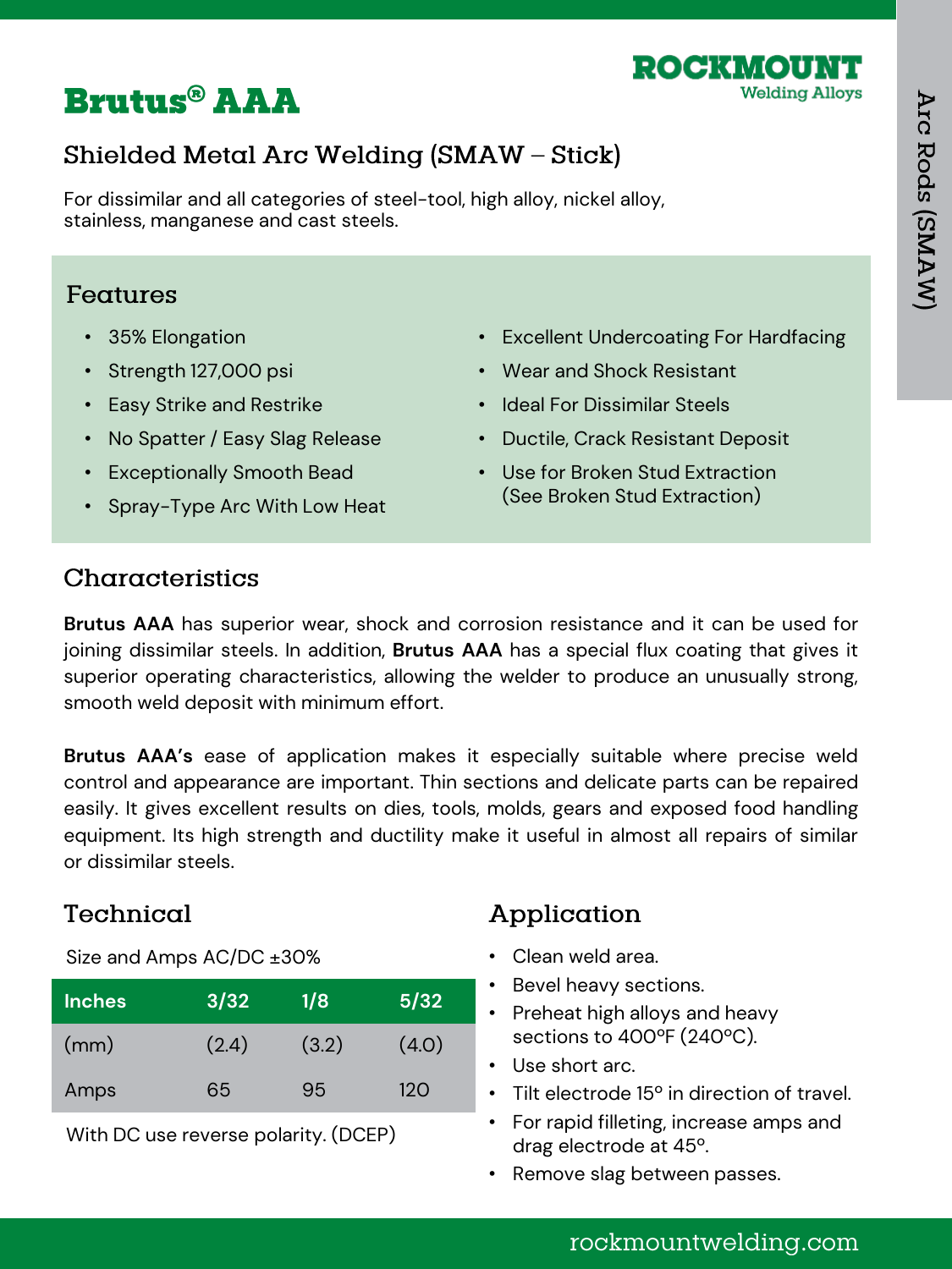# Brutus® AAA

ROCKMOUNT Welding Alloys

## Shielded Metal Arc Welding (SMAW – Stick)

For dissimilar and all categories of steel-tool, high alloy, nickel alloy, stainless, manganese and cast steels.

### Features

- 35% Elongation
- Strength 127,000 psi
- Easy Strike and Restrike
- No Spatter / Easy Slag Release
- Exceptionally Smooth Bead
- Spray-Type Arc With Low Heat
- Excellent Undercoating For Hardfacing
- Wear and Shock Resistant
- Ideal For Dissimilar Steels
- Ductile, Crack Resistant Deposit
- Use for Broken Stud Extraction (See Broken Stud Extraction)

### Characteristics

**Brutus AAA** has superior wear, shock and corrosion resistance and it can be used for joining dissimilar steels. In addition, **Brutus AAA** has a special flux coating that gives it superior operating characteristics, allowing the welder to produce an unusually strong, smooth weld deposit with minimum effort.

**Brutus AAA's** ease of application makes it especially suitable where precise weld control and appearance are important. Thin sections and delicate parts can be repaired easily. It gives excellent results on dies, tools, molds, gears and exposed food handling equipment. Its high strength and ductility make it useful in almost all repairs of similar or dissimilar steels.

### Technical

Size and Amps AC/DC ±30%

| Inches | 3/32 | 1/8 | 5/32 |
|---|---|---|---|
| (mm) | (2.4) | (3.2) | (4.0) |
| Amps | 65 | 95 | 120 |

With DC use reverse polarity. (DCEP)

### Application

- Clean weld area.
- Bevel heavy sections.
- Preheat high alloys and heavy sections to 400ºF (240ºC).
- Use short arc.
- Tilt electrode 15º in direction of travel.
- For rapid filleting, increase amps and drag electrode at 45º.
- Remove slag between passes.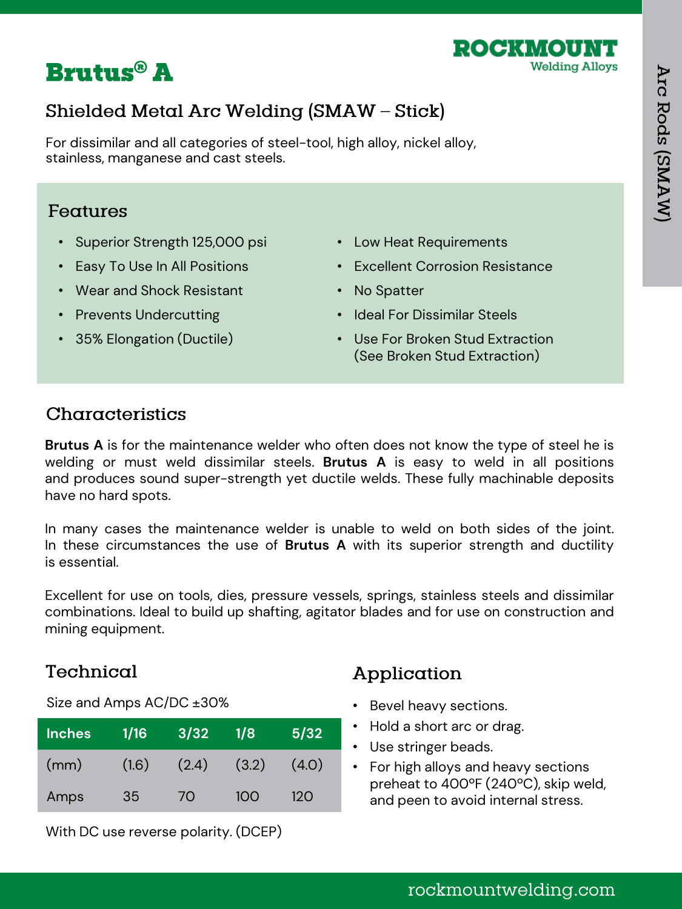# Brutus® A

ROCKMOUNT Welding Alloys

## Shielded Metal Arc Welding (SMAW – Stick)

For dissimilar and all categories of steel-tool, high alloy, nickel alloy, stainless, manganese and cast steels.

### Features

- Superior Strength 125,000 psi
- Easy To Use In All Positions
- Wear and Shock Resistant
- Prevents Undercutting
- 35% Elongation (Ductile)
- Low Heat Requirements
- Excellent Corrosion Resistance
- No Spatter
- Ideal For Dissimilar Steels
- Use For Broken Stud Extraction (See Broken Stud Extraction)

### Characteristics

**Brutus A** is for the maintenance welder who often does not know the type of steel he is welding or must weld dissimilar steels. **Brutus A** is easy to weld in all positions and produces sound super-strength yet ductile welds. These fully machinable deposits have no hard spots.

In many cases the maintenance welder is unable to weld on both sides of the joint. In these circumstances the use of **Brutus A** with its superior strength and ductility is essential.

Excellent for use on tools, dies, pressure vessels, springs, stainless steels and dissimilar combinations. Ideal to build up shafting, agitator blades and for use on construction and mining equipment.

### Technical

Size and Amps AC/DC ±30%

| Inches | 1/16 | 3/32 | 1/8 | 5/32 |
|---|---|---|---|---|
| (mm) | (1.6) | (2.4) | (3.2) | (4.0) |
| Amps | 35 | 70 | 100 | 120 |

With DC use reverse polarity. (DCEP)

### Application

- Bevel heavy sections.
- Hold a short arc or drag.
- Use stringer beads.
- For high alloys and heavy sections preheat to 400°F (240°C), skip weld, and peen to avoid internal stress.